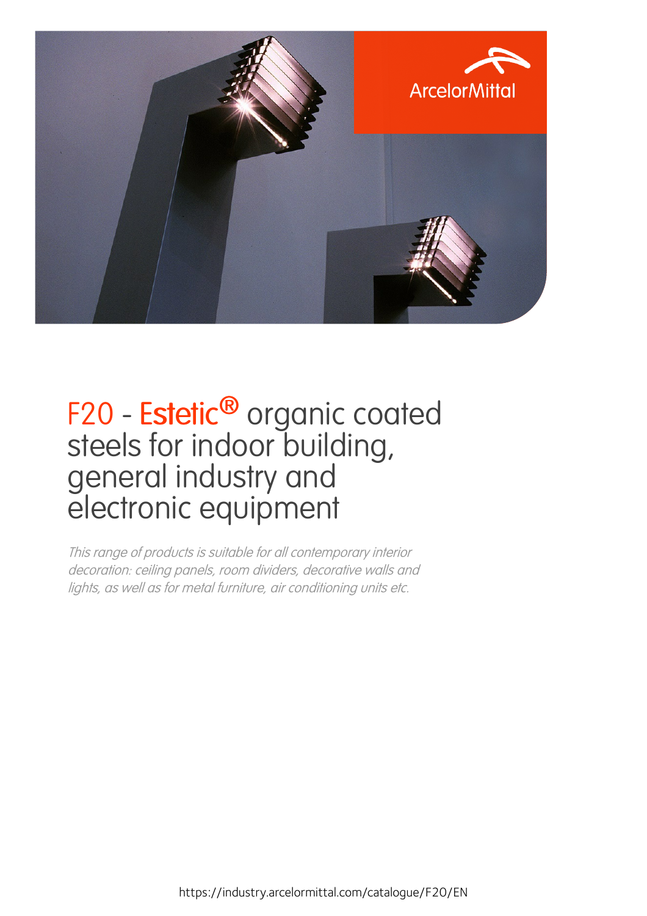ArcelorMittal

# F20 - Estetic® organic coated steels for indoor building, general industry and electronic equipment

*This range of products is suitable for all contemporary interior decoration: ceiling panels, room dividers, decorative walls and lights, as well as for metal furniture, air conditioning units etc.*

https://industry.arcelormittal.com/catalogue/F20/EN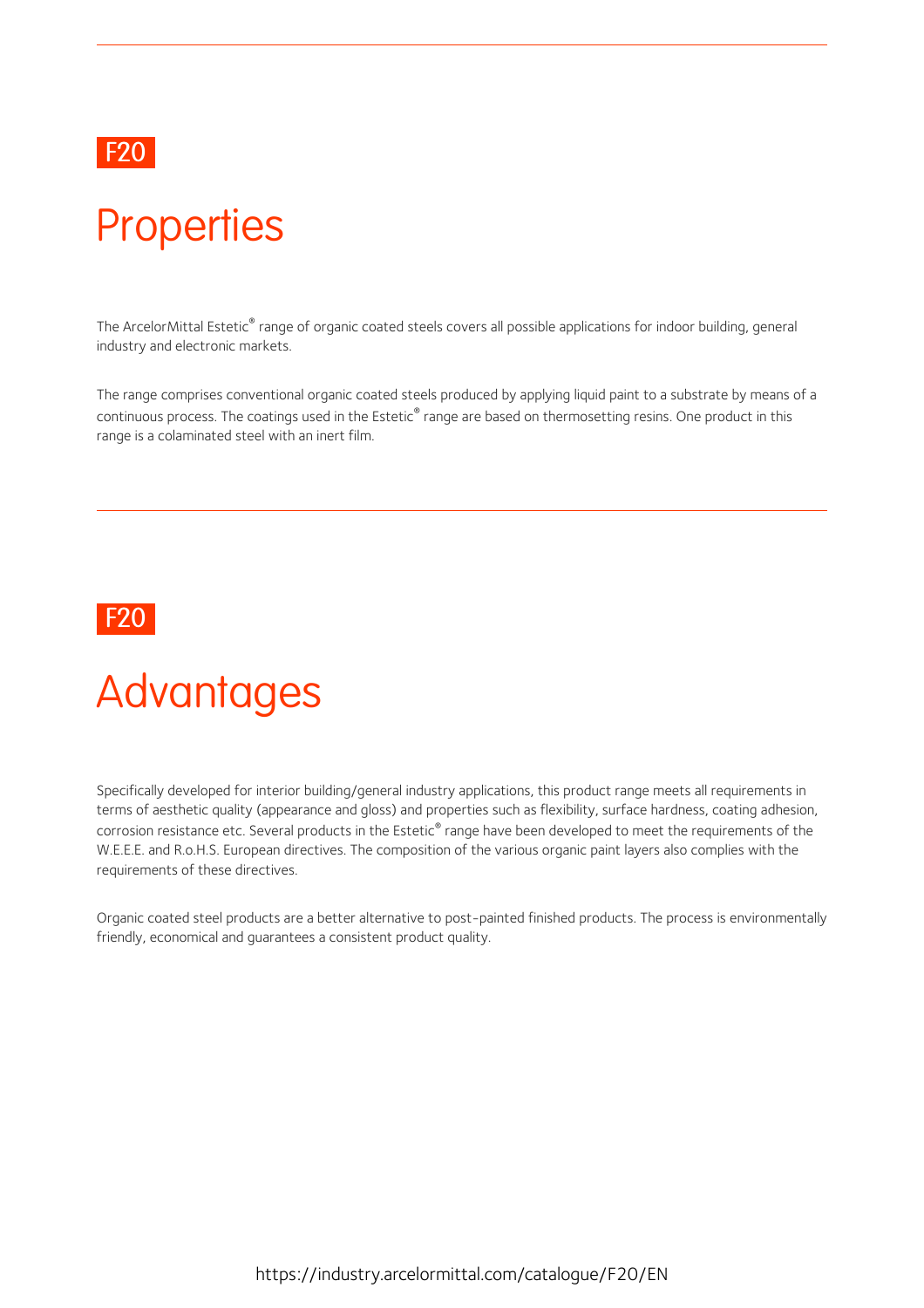F20

# Properties

The ArcelorMittal Estetic® range of organic coated steels covers all possible applications for indoor building, general industry and electronic markets.

The range comprises conventional organic coated steels produced by applying liquid paint to a substrate by means of a continuous process. The coatings used in the Estetic® range are based on thermosetting resins. One product in this range is a colaminated steel with an inert film.

F20

# Advantages

Specifically developed for interior building/general industry applications, this product range meets all requirements in terms of aesthetic quality (appearance and gloss) and properties such as flexibility, surface hardness, coating adhesion, corrosion resistance etc. Several products in the Estetic® range have been developed to meet the requirements of the W.E.E.E. and R.o.H.S. European directives. The composition of the various organic paint layers also complies with the requirements of these directives.

Organic coated steel products are a better alternative to post-painted finished products. The process is environmentally friendly, economical and guarantees a consistent product quality.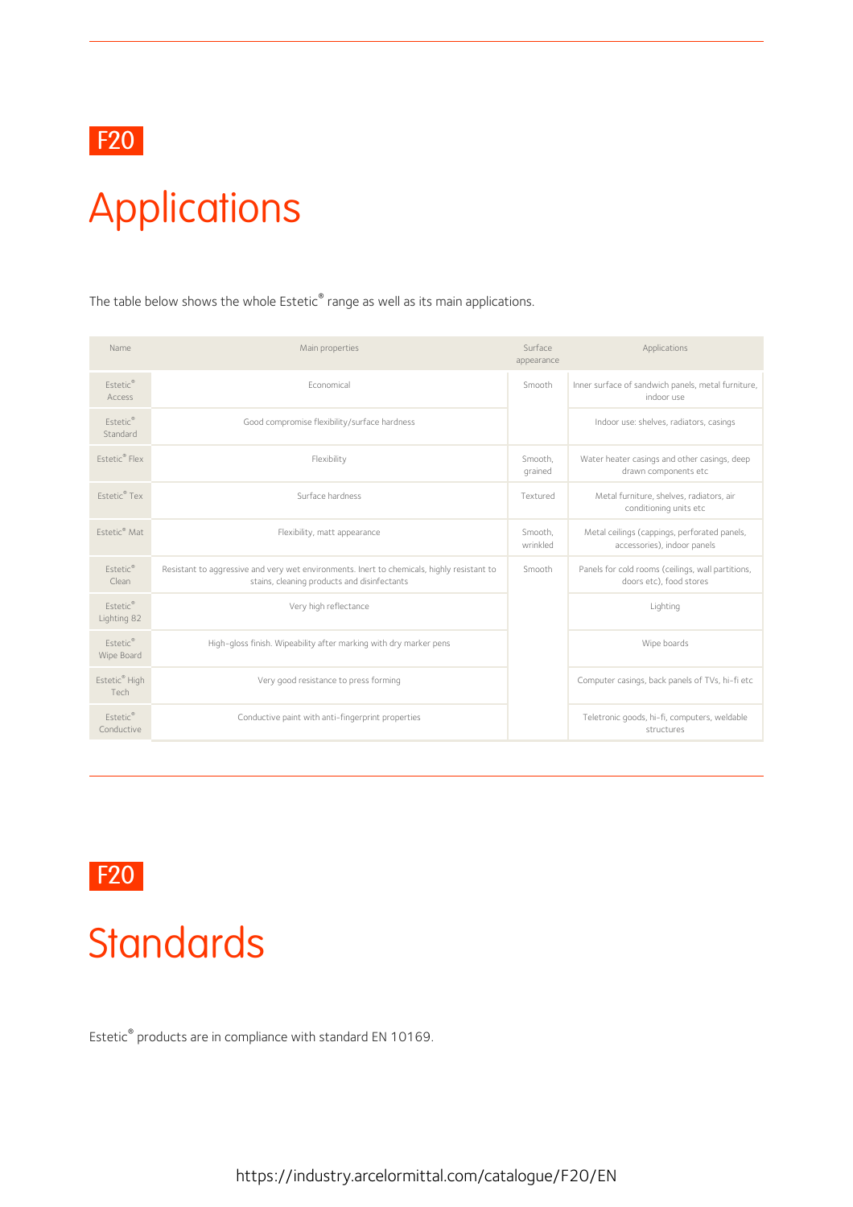F20

# Applications

The table below shows the whole Estetic® range as well as its main applications.

| Name | Main properties | Surface appearance | Applications |
|---|---|---|---|
| Estetic® Access | Economical | Smooth | Inner surface of sandwich panels, metal furniture, indoor use |
| Estetic® Standard | Good compromise flexibility/surface hardness | | Indoor use: shelves, radiators, casings |
| Estetic® Flex | Flexibility | Smooth, grained | Water heater casings and other casings, deep drawn components etc |
| Estetic® Tex | Surface hardness | Textured | Metal furniture, shelves, radiators, air conditioning units etc |
| Estetic® Mat | Flexibility, matt appearance | Smooth, wrinkled | Metal ceilings (cappings, perforated panels, accessories), indoor panels |
| Estetic® Clean | Resistant to aggressive and very wet environments. Inert to chemicals, highly resistant to stains, cleaning products and disinfectants | Smooth | Panels for cold rooms (ceilings, wall partitions, doors etc), food stores |
| Estetic® Lighting 82 | Very high reflectance | | Lighting |
| Estetic® Wipe Board | High-gloss finish. Wipeability after marking with dry marker pens | | Wipe boards |
| Estetic® High Tech | Very good resistance to press forming | | Computer casings, back panels of TVs, hi-fi etc |
| Estetic® Conductive | Conductive paint with anti-fingerprint properties | | Teletronic goods, hi-fi, computers, weldable structures |

F20

# Standards

Estetic® products are in compliance with standard EN 10169.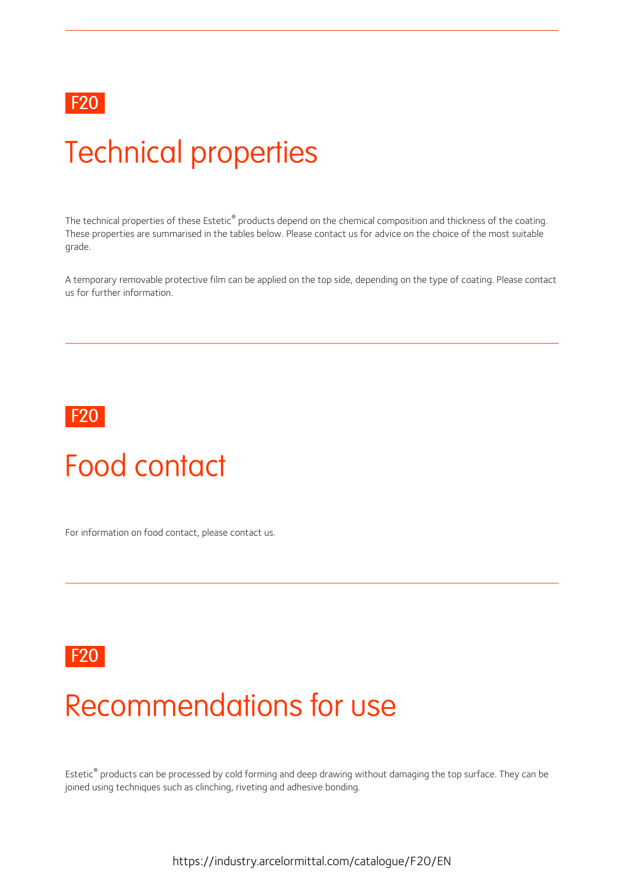F20

# Technical properties

The technical properties of these Estetic® products depend on the chemical composition and thickness of the coating. These properties are summarised in the tables below. Please contact us for advice on the choice of the most suitable grade.

A temporary removable protective film can be applied on the top side, depending on the type of coating. Please contact us for further information.

F20

# Food contact

For information on food contact, please contact us.

F20

# Recommendations for use

Estetic® products can be processed by cold forming and deep drawing without damaging the top surface. They can be joined using techniques such as clinching, riveting and adhesive bonding.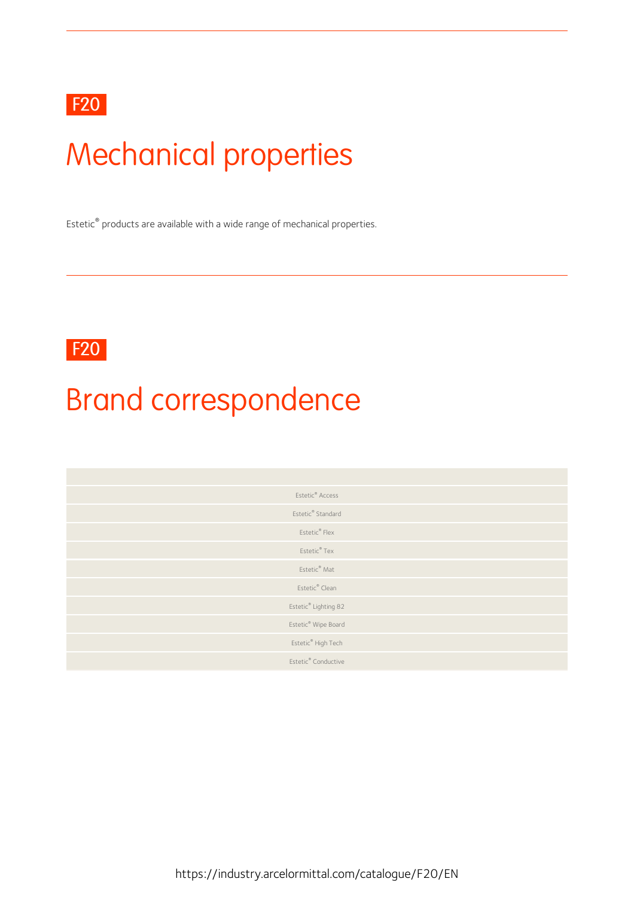F20

# Mechanical properties

Estetic® products are available with a wide range of mechanical properties.

F20

# Brand correspondence

| |
|---|
| Estetic® Access |
| Estetic® Standard |
| Estetic® Flex |
| Estetic® Tex |
| Estetic® Mat |
| Estetic® Clean |
| Estetic® Lighting 82 |
| Estetic® Wipe Board |
| Estetic® High Tech |
| Estetic® Conductive |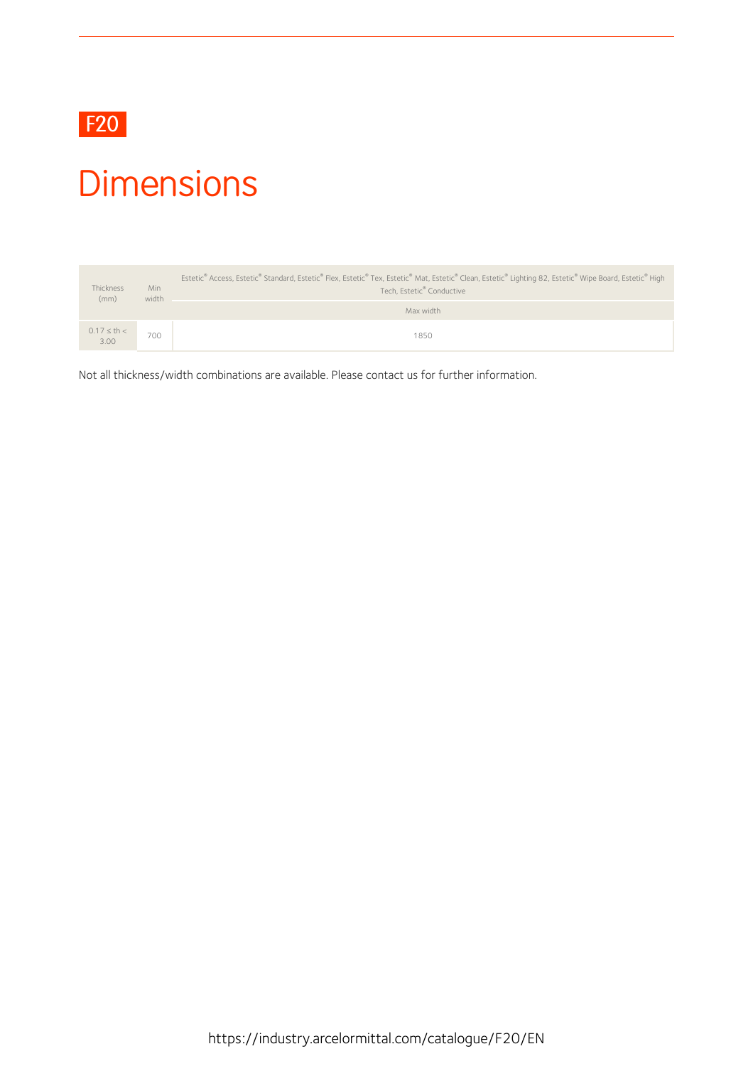F20

# Dimensions

| Thickness (mm) | Min width | Estetic® Access, Estetic® Standard, Estetic® Flex, Estetic® Tex, Estetic® Mat, Estetic® Clean, Estetic® Lighting 82, Estetic® Wipe Board, Estetic® High Tech, Estetic® Conductive |
|---|---|---|
| | | Max width |
| 0.17 ≤ th < 3.00 | 700 | 1850 |

Not all thickness/width combinations are available. Please contact us for further information.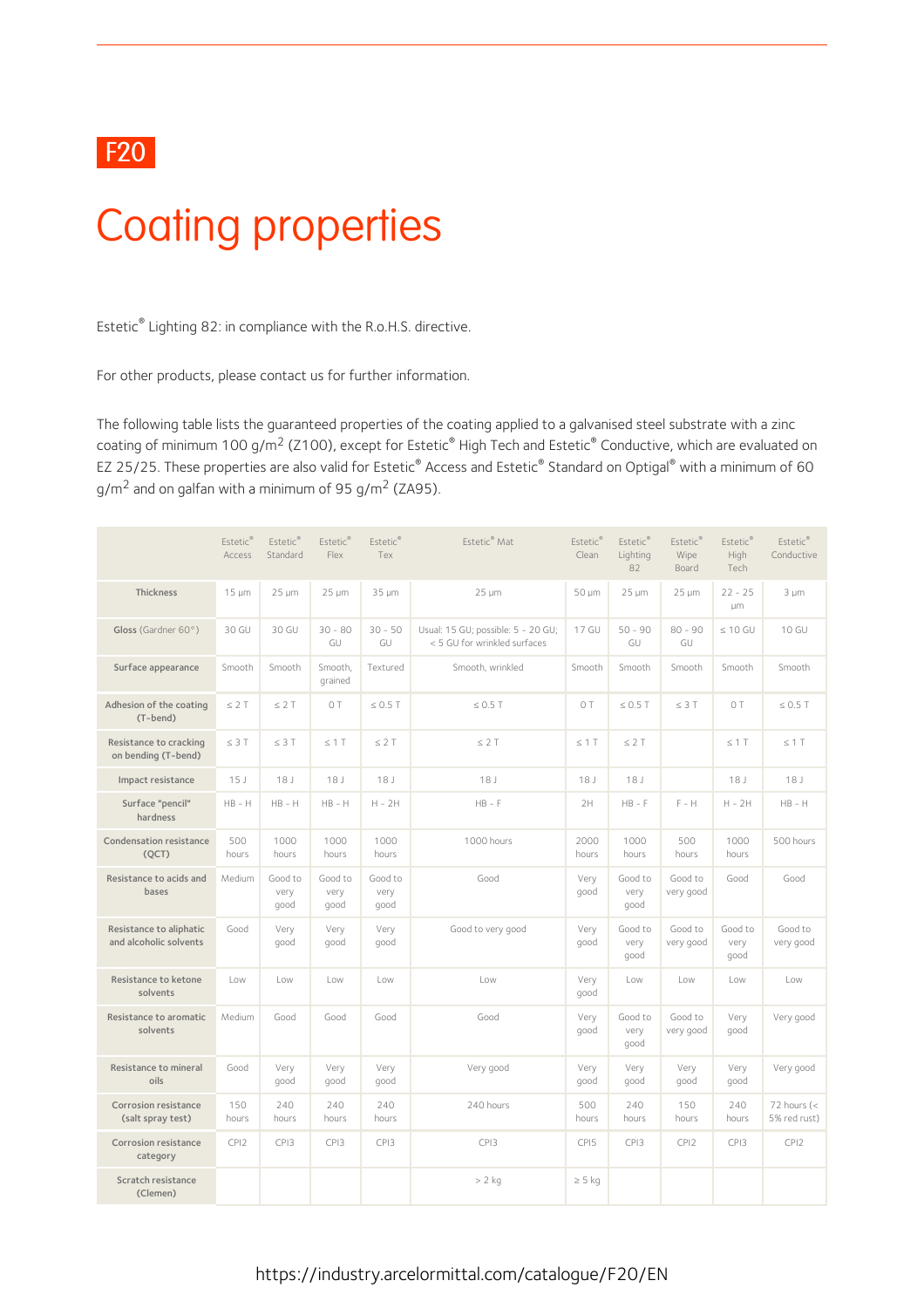F20

# Coating properties

Estetic® Lighting 82: in compliance with the R.o.H.S. directive.

For other products, please contact us for further information.

The following table lists the guaranteed properties of the coating applied to a galvanised steel substrate with a zinc coating of minimum 100 g/m$^2$ (Z100), except for Estetic® High Tech and Estetic® Conductive, which are evaluated on EZ 25/25. These properties are also valid for Estetic® Access and Estetic® Standard on Optigal® with a minimum of 60 g/m$^2$ and on galfan with a minimum of 95 g/m$^2$ (ZA95).

| | Estetic® Access | Estetic® Standard | Estetic® Flex | Estetic® Tex | Estetic® Mat | Estetic® Clean | Estetic® Lighting 82 | Estetic® Wipe Board | Estetic® High Tech | Estetic® Conductive |
|---|---|---|---|---|---|---|---|---|---|---|
| **Thickness** | 15 µm | 25 µm | 25 µm | 35 µm | 25 µm | 50 µm | 25 µm | 25 µm | 22 - 25 µm | 3 µm |
| **Gloss** (Gardner 60°) | 30 GU | 30 GU | 30 - 80 GU | 30 - 50 GU | Usual: 15 GU; possible: 5 - 20 GU; < 5 GU for wrinkled surfaces | 17 GU | 50 - 90 GU | 80 - 90 GU | ≤ 10 GU | 10 GU |
| **Surface appearance** | Smooth | Smooth | Smooth, grained | Textured | Smooth, wrinkled | Smooth | Smooth | Smooth | Smooth | Smooth |
| **Adhesion of the coating (T-bend)** | ≤ 2 T | ≤ 2 T | 0 T | ≤ 0.5 T | ≤ 0.5 T | 0 T | ≤ 0.5 T | ≤ 3 T | 0 T | ≤ 0.5 T |
| **Resistance to cracking on bending (T-bend)** | ≤ 3 T | ≤ 3 T | ≤ 1 T | ≤ 2 T | ≤ 2 T | ≤ 1 T | ≤ 2 T | | ≤ 1 T | ≤ 1 T |
| **Impact resistance** | 15 J | 18 J | 18 J | 18 J | 18 J | 18 J | 18 J | | 18 J | 18 J |
| **Surface "pencil" hardness** | HB - H | HB - H | HB - H | H - 2H | HB - F | 2H | HB - F | F - H | H - 2H | HB - H |
| **Condensation resistance (QCT)** | 500 hours | 1000 hours | 1000 hours | 1000 hours | 1000 hours | 2000 hours | 1000 hours | 500 hours | 1000 hours | 500 hours |
| **Resistance to acids and bases** | Medium | Good to very good | Good to very good | Good to very good | Good | Very good | Good to very good | Good to very good | Good | Good |
| **Resistance to aliphatic and alcoholic solvents** | Good | Very good | Very good | Very good | Good to very good | Very good | Good to very good | Good to very good | Good to very good | Good to very good |
| **Resistance to ketone solvents** | Low | Low | Low | Low | Low | Very good | Low | Low | Low | Low |
| **Resistance to aromatic solvents** | Medium | Good | Good | Good | Good | Very good | Good to very good | Good to very good | Very good | Very good |
| **Resistance to mineral oils** | Good | Very good | Very good | Very good | Very good | Very good | Very good | Very good | Very good | Very good |
| **Corrosion resistance (salt spray test)** | 150 hours | 240 hours | 240 hours | 240 hours | 240 hours | 500 hours | 240 hours | 150 hours | 240 hours | 72 hours (< 5% red rust) |
| **Corrosion resistance category** | CPI2 | CPI3 | CPI3 | CPI3 | CPI3 | CPI5 | CPI3 | CPI2 | CPI3 | CPI2 |
| **Scratch resistance (Clemen)** | | | | | > 2 kg | ≥ 5 kg | | | | |

https://industry.arcelormittal.com/catalogue/F20/EN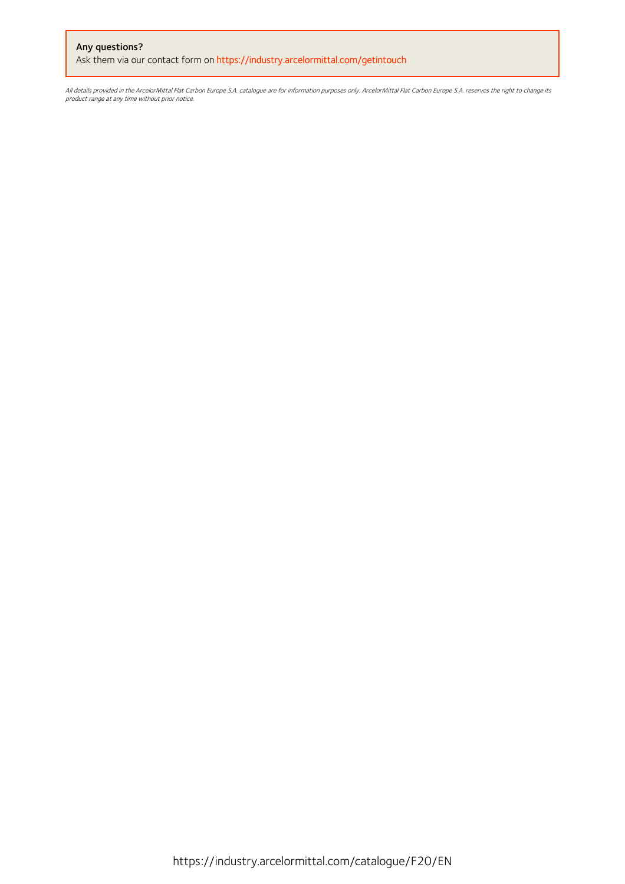**Any questions?**
Ask them via our contact form on https://industry.arcelormittal.com/getintouch

*All details provided in the ArcelorMittal Flat Carbon Europe S.A. catalogue are for information purposes only. ArcelorMittal Flat Carbon Europe S.A. reserves the right to change its product range at any time without prior notice.*